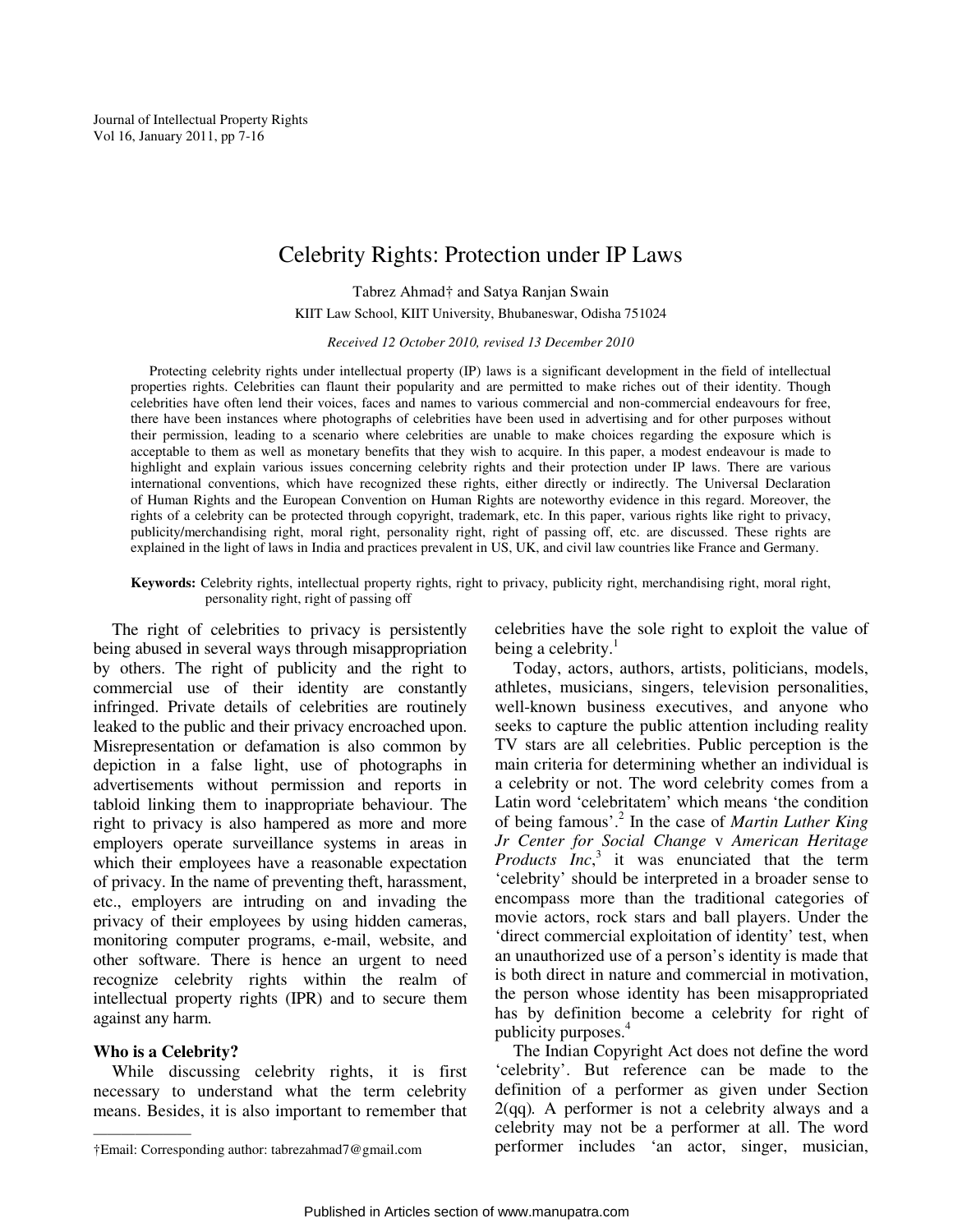# Celebrity Rights: Protection under IP Laws

Tabrez Ahmad† and Satya Ranjan Swain

KIIT Law School, KIIT University, Bhubaneswar, Odisha 751024

*Received 12 October 2010, revised 13 December 2010*

Protecting celebrity rights under intellectual property (IP) laws is a significant development in the field of intellectual properties rights. Celebrities can flaunt their popularity and are permitted to make riches out of their identity. Though celebrities have often lend their voices, faces and names to various commercial and non-commercial endeavours for free, there have been instances where photographs of celebrities have been used in advertising and for other purposes without their permission, leading to a scenario where celebrities are unable to make choices regarding the exposure which is acceptable to them as well as monetary benefits that they wish to acquire. In this paper, a modest endeavour is made to highlight and explain various issues concerning celebrity rights and their protection under IP laws. There are various international conventions, which have recognized these rights, either directly or indirectly. The Universal Declaration of Human Rights and the European Convention on Human Rights are noteworthy evidence in this regard. Moreover, the rights of a celebrity can be protected through copyright, trademark, etc. In this paper, various rights like right to privacy, publicity/merchandising right, moral right, personality right, right of passing off, etc. are discussed. These rights are explained in the light of laws in India and practices prevalent in US, UK, and civil law countries like France and Germany.

**Keywords:** Celebrity rights, intellectual property rights, right to privacy, publicity right, merchandising right, moral right, personality right, right of passing off

The right of celebrities to privacy is persistently being abused in several ways through misappropriation by others. The right of publicity and the right to commercial use of their identity are constantly infringed. Private details of celebrities are routinely leaked to the public and their privacy encroached upon. Misrepresentation or defamation is also common by depiction in a false light, use of photographs in advertisements without permission and reports in tabloid linking them to inappropriate behaviour. The right to privacy is also hampered as more and more employers operate surveillance systems in areas in which their employees have a reasonable expectation of privacy. In the name of preventing theft, harassment, etc., employers are intruding on and invading the privacy of their employees by using hidden cameras, monitoring computer programs, e-mail, website, and other software. There is hence an urgent to need recognize celebrity rights within the realm of intellectual property rights (IPR) and to secure them against any harm.

## Who is a Celebrity?

While discussing celebrity rights, it is first necessary to understand what the term celebrity means. Besides, it is also important to remember that celebrities have the sole right to exploit the value of being a celebrity.[1]

Today, actors, authors, artists, politicians, models, athletes, musicians, singers, television personalities, well-known business executives, and anyone who seeks to capture the public attention including reality TV stars are all celebrities. Public perception is the main criteria for determining whether an individual is a celebrity or not. The word celebrity comes from a Latin word 'celebritatem' which means 'the condition of being famous'.[2] In the case of *Martin Luther King Jr Center for Social Change* v *American Heritage Products Inc*,[3] it was enunciated that the term 'celebrity' should be interpreted in a broader sense to encompass more than the traditional categories of movie actors, rock stars and ball players. Under the 'direct commercial exploitation of identity' test, when an unauthorized use of a person's identity is made that is both direct in nature and commercial in motivation, the person whose identity has been misappropriated has by definition become a celebrity for right of publicity purposes.[4]

The Indian Copyright Act does not define the word 'celebrity'. But reference can be made to the definition of a performer as given under Section 2(qq). A performer is not a celebrity always and a celebrity may not be a performer at all. The word performer includes 'an actor, singer, musician,

†Email: Corresponding author: tabrezahmad7@gmail.com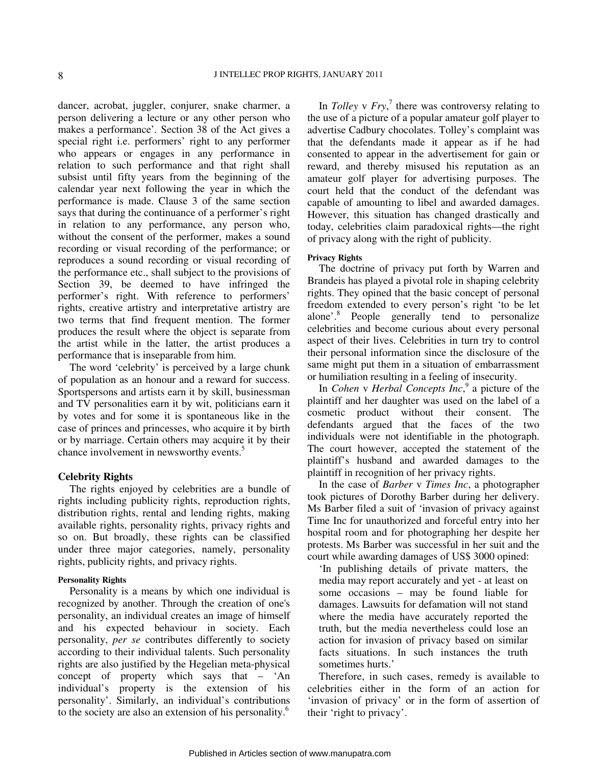dancer, acrobat, juggler, conjurer, snake charmer, a person delivering a lecture or any other person who makes a performance'. Section 38 of the Act gives a special right i.e. performers' right to any performer who appears or engages in any performance in relation to such performance and that right shall subsist until fifty years from the beginning of the calendar year next following the year in which the performance is made. Clause 3 of the same section says that during the continuance of a performer's right in relation to any performance, any person who, without the consent of the performer, makes a sound recording or visual recording of the performance; or reproduces a sound recording or visual recording of the performance etc., shall subject to the provisions of Section 39, be deemed to have infringed the performer's right. With reference to performers' rights, creative artistry and interpretative artistry are two terms that find frequent mention. The former produces the result where the object is separate from the artist while in the latter, the artist produces a performance that is inseparable from him.

The word 'celebrity' is perceived by a large chunk of population as an honour and a reward for success. Sportspersons and artists earn it by skill, businessman and TV personalities earn it by wit, politicians earn it by votes and for some it is spontaneous like in the case of princes and princesses, who acquire it by birth or by marriage. Certain others may acquire it by their chance involvement in newsworthy events.[5]

## Celebrity Rights

The rights enjoyed by celebrities are a bundle of rights including publicity rights, reproduction rights, distribution rights, rental and lending rights, making available rights, personality rights, privacy rights and so on. But broadly, these rights can be classified under three major categories, namely, personality rights, publicity rights, and privacy rights.

### Personality Rights

Personality is a means by which one individual is recognized by another. Through the creation of one's personality, an individual creates an image of himself and his expected behaviour in society. Each personality, *per se* contributes differently to society according to their individual talents. Such personality rights are also justified by the Hegelian meta-physical concept of property which says that – 'An individual's property is the extension of his personality'. Similarly, an individual's contributions to the society are also an extension of his personality.[6]

In *Tolley* v *Fry*,[7] there was controversy relating to the use of a picture of a popular amateur golf player to advertise Cadbury chocolates. Tolley's complaint was that the defendants made it appear as if he had consented to appear in the advertisement for gain or reward, and thereby misused his reputation as an amateur golf player for advertising purposes. The court held that the conduct of the defendant was capable of amounting to libel and awarded damages. However, this situation has changed drastically and today, celebrities claim paradoxical rights—the right of privacy along with the right of publicity.

### Privacy Rights

The doctrine of privacy put forth by Warren and Brandeis has played a pivotal role in shaping celebrity rights. They opined that the basic concept of personal freedom extended to every person's right 'to be let alone'.[8] People generally tend to personalize celebrities and become curious about every personal aspect of their lives. Celebrities in turn try to control their personal information since the disclosure of the same might put them in a situation of embarrassment or humiliation resulting in a feeling of insecurity.

In *Cohen* v *Herbal Concepts Inc*,[9] a picture of the plaintiff and her daughter was used on the label of a cosmetic product without their consent. The defendants argued that the faces of the two individuals were not identifiable in the photograph. The court however, accepted the statement of the plaintiff's husband and awarded damages to the plaintiff in recognition of her privacy rights.

In the case of *Barber* v *Times Inc*, a photographer took pictures of Dorothy Barber during her delivery. Ms Barber filed a suit of 'invasion of privacy against Time Inc for unauthorized and forceful entry into her hospital room and for photographing her despite her protests. Ms Barber was successful in her suit and the court while awarding damages of US$ 3000 opined:

> 'In publishing details of private matters, the media may report accurately and yet - at least on some occasions – may be found liable for damages. Lawsuits for defamation will not stand where the media have accurately reported the truth, but the media nevertheless could lose an action for invasion of privacy based on similar facts situations. In such instances the truth sometimes hurts.'

Therefore, in such cases, remedy is available to celebrities either in the form of an action for 'invasion of privacy' or in the form of assertion of their 'right to privacy'.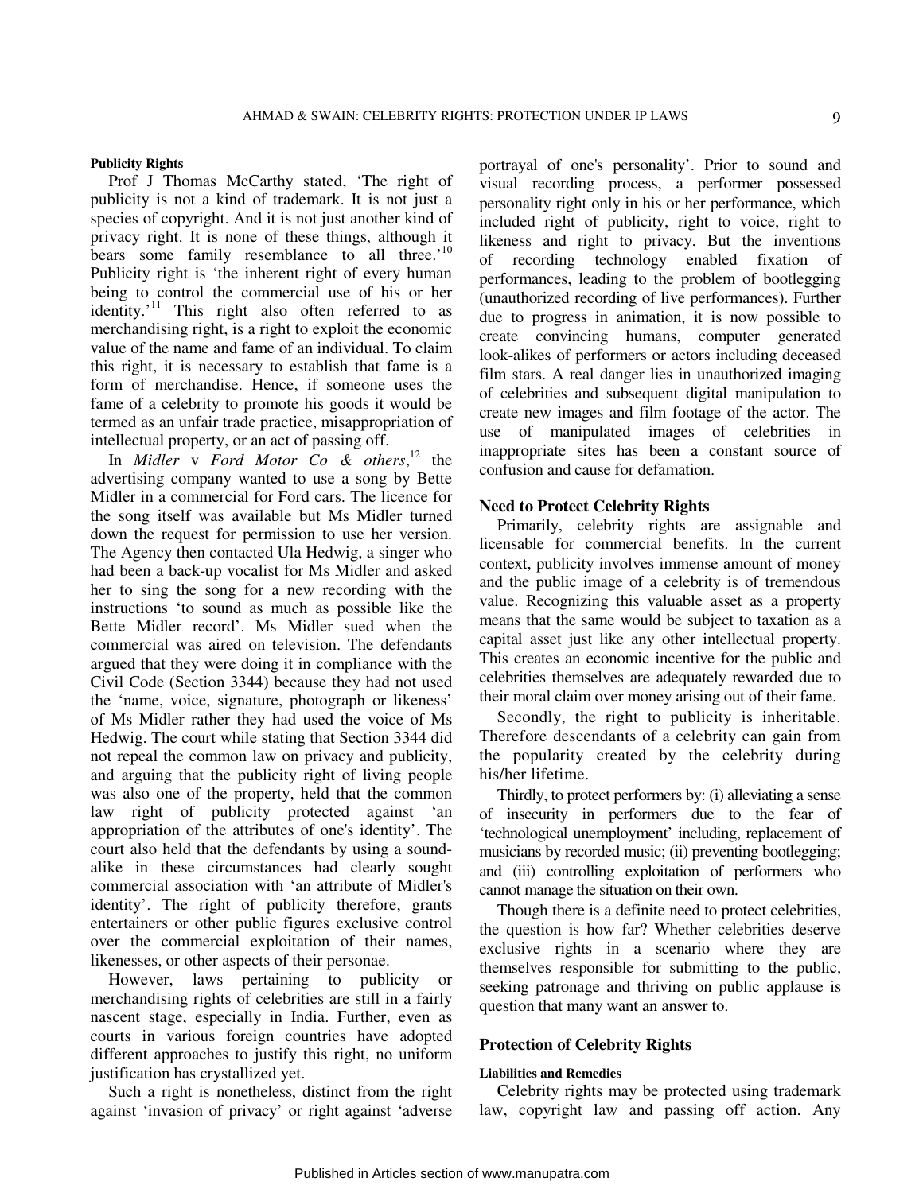#### Publicity Rights

Prof J Thomas McCarthy stated, 'The right of publicity is not a kind of trademark. It is not just a species of copyright. And it is not just another kind of privacy right. It is none of these things, although it bears some family resemblance to all three.'[10] Publicity right is 'the inherent right of every human being to control the commercial use of his or her identity.'[11] This right also often referred to as merchandising right, is a right to exploit the economic value of the name and fame of an individual. To claim this right, it is necessary to establish that fame is a form of merchandise. Hence, if someone uses the fame of a celebrity to promote his goods it would be termed as an unfair trade practice, misappropriation of intellectual property, or an act of passing off.

In *Midler* v *Ford Motor Co & others*,[12] the advertising company wanted to use a song by Bette Midler in a commercial for Ford cars. The licence for the song itself was available but Ms Midler turned down the request for permission to use her version. The Agency then contacted Ula Hedwig, a singer who had been a back-up vocalist for Ms Midler and asked her to sing the song for a new recording with the instructions 'to sound as much as possible like the Bette Midler record'. Ms Midler sued when the commercial was aired on television. The defendants argued that they were doing it in compliance with the Civil Code (Section 3344) because they had not used the 'name, voice, signature, photograph or likeness' of Ms Midler rather they had used the voice of Ms Hedwig. The court while stating that Section 3344 did not repeal the common law on privacy and publicity, and arguing that the publicity right of living people was also one of the property, held that the common law right of publicity protected against 'an appropriation of the attributes of one's identity'. The court also held that the defendants by using a sound-alike in these circumstances had clearly sought commercial association with 'an attribute of Midler's identity'. The right of publicity therefore, grants entertainers or other public figures exclusive control over the commercial exploitation of their names, likenesses, or other aspects of their personae.

However, laws pertaining to publicity or merchandising rights of celebrities are still in a fairly nascent stage, especially in India. Further, even as courts in various foreign countries have adopted different approaches to justify this right, no uniform justification has crystallized yet.

Such a right is nonetheless, distinct from the right against 'invasion of privacy' or right against 'adverse portrayal of one's personality'. Prior to sound and visual recording process, a performer possessed personality right only in his or her performance, which included right of publicity, right to voice, right to likeness and right to privacy. But the inventions of recording technology enabled fixation of performances, leading to the problem of bootlegging (unauthorized recording of live performances). Further due to progress in animation, it is now possible to create convincing humans, computer generated look-alikes of performers or actors including deceased film stars. A real danger lies in unauthorized imaging of celebrities and subsequent digital manipulation to create new images and film footage of the actor. The use of manipulated images of celebrities in inappropriate sites has been a constant source of confusion and cause for defamation.

### Need to Protect Celebrity Rights

Primarily, celebrity rights are assignable and licensable for commercial benefits. In the current context, publicity involves immense amount of money and the public image of a celebrity is of tremendous value. Recognizing this valuable asset as a property means that the same would be subject to taxation as a capital asset just like any other intellectual property. This creates an economic incentive for the public and celebrities themselves are adequately rewarded due to their moral claim over money arising out of their fame.

Secondly, the right to publicity is inheritable. Therefore descendants of a celebrity can gain from the popularity created by the celebrity during his/her lifetime.

Thirdly, to protect performers by: (i) alleviating a sense of insecurity in performers due to the fear of 'technological unemployment' including, replacement of musicians by recorded music; (ii) preventing bootlegging; and (iii) controlling exploitation of performers who cannot manage the situation on their own.

Though there is a definite need to protect celebrities, the question is how far? Whether celebrities deserve exclusive rights in a scenario where they are themselves responsible for submitting to the public, seeking patronage and thriving on public applause is question that many want an answer to.

### Protection of Celebrity Rights

#### Liabilities and Remedies

Celebrity rights may be protected using trademark law, copyright law and passing off action. Any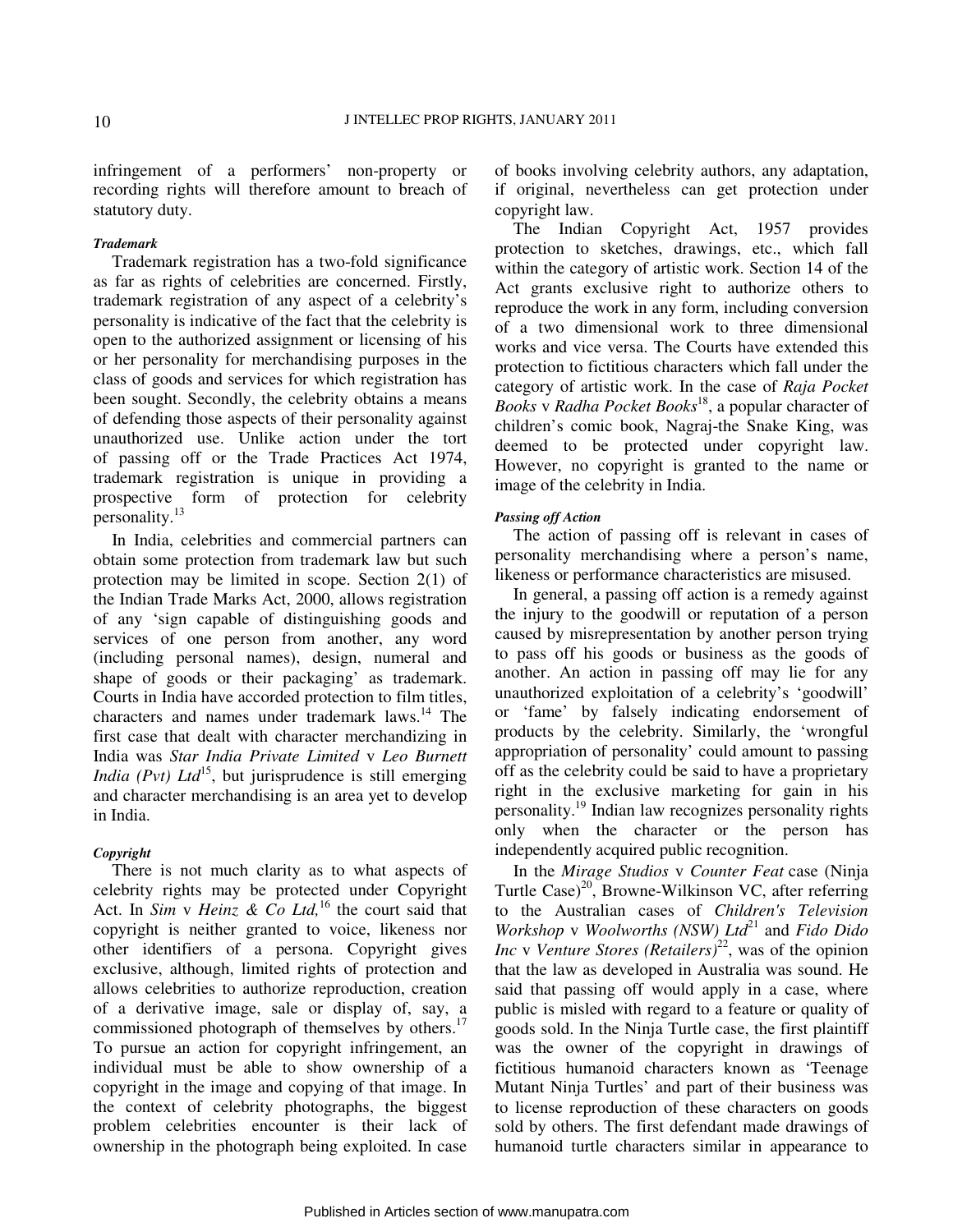infringement of a performers' non-property or recording rights will therefore amount to breach of statutory duty.

### *Trademark*

Trademark registration has a two-fold significance as far as rights of celebrities are concerned. Firstly, trademark registration of any aspect of a celebrity's personality is indicative of the fact that the celebrity is open to the authorized assignment or licensing of his or her personality for merchandising purposes in the class of goods and services for which registration has been sought. Secondly, the celebrity obtains a means of defending those aspects of their personality against unauthorized use. Unlike action under the tort of passing off or the Trade Practices Act 1974, trademark registration is unique in providing a prospective form of protection for celebrity personality.[13]

In India, celebrities and commercial partners can obtain some protection from trademark law but such protection may be limited in scope. Section 2(1) of the Indian Trade Marks Act, 2000, allows registration of any 'sign capable of distinguishing goods and services of one person from another, any word (including personal names), design, numeral and shape of goods or their packaging' as trademark. Courts in India have accorded protection to film titles, characters and names under trademark laws.[14] The first case that dealt with character merchandizing in India was *Star India Private Limited* v *Leo Burnett India (Pvt) Ltd*[15], but jurisprudence is still emerging and character merchandising is an area yet to develop in India.

### *Copyright*

There is not much clarity as to what aspects of celebrity rights may be protected under Copyright Act. In *Sim* v *Heinz & Co Ltd,*[16] the court said that copyright is neither granted to voice, likeness nor other identifiers of a persona. Copyright gives exclusive, although, limited rights of protection and allows celebrities to authorize reproduction, creation of a derivative image, sale or display of, say, a commissioned photograph of themselves by others.[17] To pursue an action for copyright infringement, an individual must be able to show ownership of a copyright in the image and copying of that image. In the context of celebrity photographs, the biggest problem celebrities encounter is their lack of ownership in the photograph being exploited. In case of books involving celebrity authors, any adaptation, if original, nevertheless can get protection under copyright law.

The Indian Copyright Act, 1957 provides protection to sketches, drawings, etc., which fall within the category of artistic work. Section 14 of the Act grants exclusive right to authorize others to reproduce the work in any form, including conversion of a two dimensional work to three dimensional works and vice versa. The Courts have extended this protection to fictitious characters which fall under the category of artistic work. In the case of *Raja Pocket Books* v *Radha Pocket Books*[18], a popular character of children's comic book, Nagraj-the Snake King, was deemed to be protected under copyright law. However, no copyright is granted to the name or image of the celebrity in India.

### *Passing off Action*

The action of passing off is relevant in cases of personality merchandising where a person's name, likeness or performance characteristics are misused.

In general, a passing off action is a remedy against the injury to the goodwill or reputation of a person caused by misrepresentation by another person trying to pass off his goods or business as the goods of another. An action in passing off may lie for any unauthorized exploitation of a celebrity's 'goodwill' or 'fame' by falsely indicating endorsement of products by the celebrity. Similarly, the 'wrongful appropriation of personality' could amount to passing off as the celebrity could be said to have a proprietary right in the exclusive marketing for gain in his personality.[19] Indian law recognizes personality rights only when the character or the person has independently acquired public recognition.

In the *Mirage Studios* v *Counter Feat* case (Ninja Turtle Case)[20], Browne-Wilkinson VC, after referring to the Australian cases of *Children's Television Workshop* v *Woolworths (NSW) Ltd*[21] and *Fido Dido Inc* v *Venture Stores (Retailers)*[22], was of the opinion that the law as developed in Australia was sound. He said that passing off would apply in a case, where public is misled with regard to a feature or quality of goods sold. In the Ninja Turtle case, the first plaintiff was the owner of the copyright in drawings of fictitious humanoid characters known as 'Teenage Mutant Ninja Turtles' and part of their business was to license reproduction of these characters on goods sold by others. The first defendant made drawings of humanoid turtle characters similar in appearance to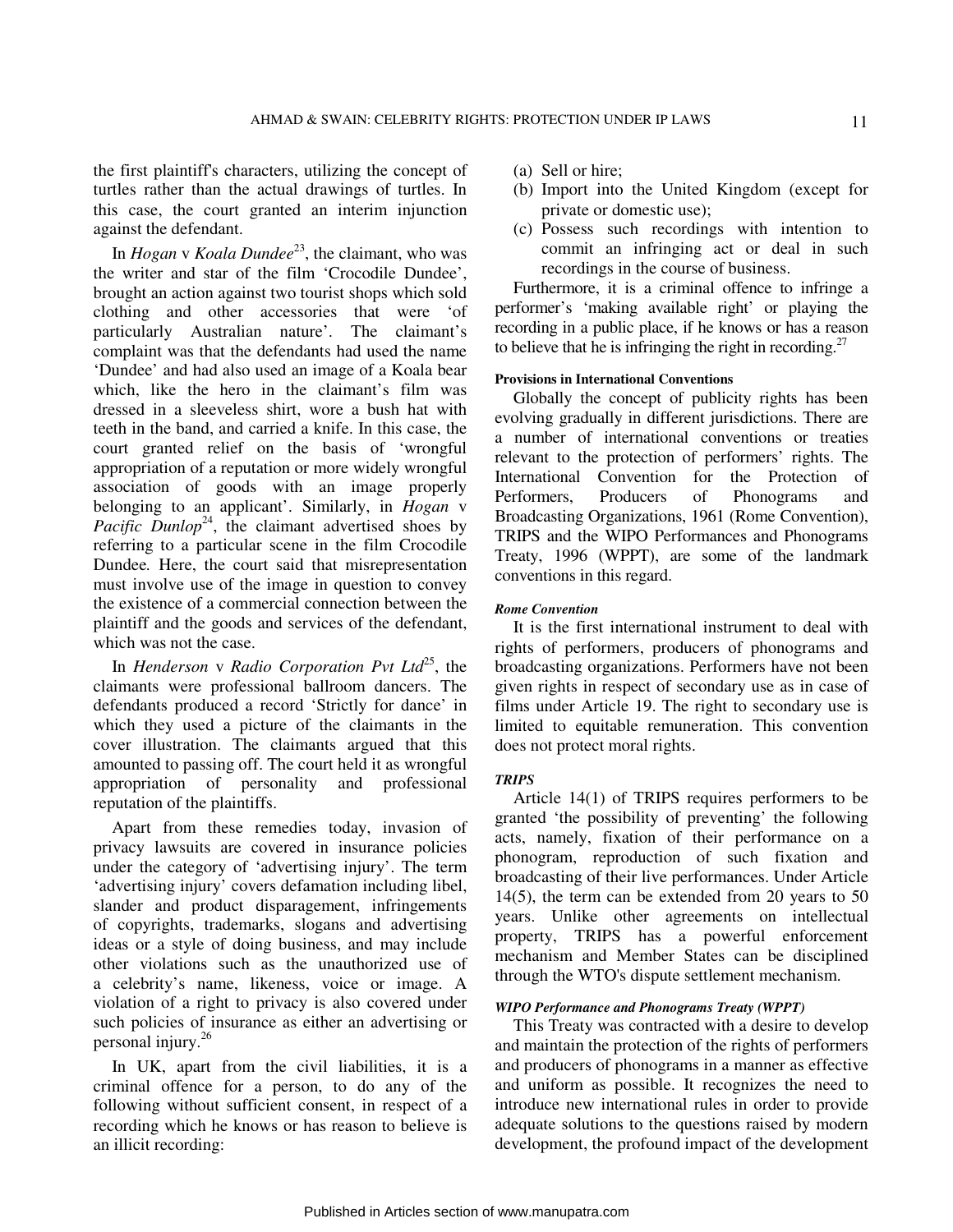the first plaintiff's characters, utilizing the concept of turtles rather than the actual drawings of turtles. In this case, the court granted an interim injunction against the defendant.

In *Hogan* v *Koala Dundee*[23], the claimant, who was the writer and star of the film 'Crocodile Dundee', brought an action against two tourist shops which sold clothing and other accessories that were 'of particularly Australian nature'. The claimant's complaint was that the defendants had used the name 'Dundee' and had also used an image of a Koala bear which, like the hero in the claimant's film was dressed in a sleeveless shirt, wore a bush hat with teeth in the band, and carried a knife. In this case, the court granted relief on the basis of 'wrongful appropriation of a reputation or more widely wrongful association of goods with an image properly belonging to an applicant'. Similarly, in *Hogan* v *Pacific Dunlop*[24], the claimant advertised shoes by referring to a particular scene in the film Crocodile Dundee. Here, the court said that misrepresentation must involve use of the image in question to convey the existence of a commercial connection between the plaintiff and the goods and services of the defendant, which was not the case.

In *Henderson* v *Radio Corporation Pvt Ltd*[25], the claimants were professional ballroom dancers. The defendants produced a record 'Strictly for dance' in which they used a picture of the claimants in the cover illustration. The claimants argued that this amounted to passing off. The court held it as wrongful appropriation of personality and professional reputation of the plaintiffs.

Apart from these remedies today, invasion of privacy lawsuits are covered in insurance policies under the category of 'advertising injury'. The term 'advertising injury' covers defamation including libel, slander and product disparagement, infringements of copyrights, trademarks, slogans and advertising ideas or a style of doing business, and may include other violations such as the unauthorized use of a celebrity's name, likeness, voice or image. A violation of a right to privacy is also covered under such policies of insurance as either an advertising or personal injury.[26]

In UK, apart from the civil liabilities, it is a criminal offence for a person, to do any of the following without sufficient consent, in respect of a recording which he knows or has reason to believe is an illicit recording:

(a) Sell or hire;
(b) Import into the United Kingdom (except for private or domestic use);
(c) Possess such recordings with intention to commit an infringing act or deal in such recordings in the course of business.

Furthermore, it is a criminal offence to infringe a performer's 'making available right' or playing the recording in a public place, if he knows or has a reason to believe that he is infringing the right in recording.[27]

### Provisions in International Conventions

Globally the concept of publicity rights has been evolving gradually in different jurisdictions. There are a number of international conventions or treaties relevant to the protection of performers' rights. The International Convention for the Protection of Performers, Producers of Phonograms and Broadcasting Organizations, 1961 (Rome Convention), TRIPS and the WIPO Performances and Phonograms Treaty, 1996 (WPPT), are some of the landmark conventions in this regard.

#### *Rome Convention*

It is the first international instrument to deal with rights of performers, producers of phonograms and broadcasting organizations. Performers have not been given rights in respect of secondary use as in case of films under Article 19. The right to secondary use is limited to equitable remuneration. This convention does not protect moral rights.

#### *TRIPS*

Article 14(1) of TRIPS requires performers to be granted 'the possibility of preventing' the following acts, namely, fixation of their performance on a phonogram, reproduction of such fixation and broadcasting of their live performances. Under Article 14(5), the term can be extended from 20 years to 50 years. Unlike other agreements on intellectual property, TRIPS has a powerful enforcement mechanism and Member States can be disciplined through the WTO's dispute settlement mechanism.

#### *WIPO Performance and Phonograms Treaty (WPPT)*

This Treaty was contracted with a desire to develop and maintain the protection of the rights of performers and producers of phonograms in a manner as effective and uniform as possible. It recognizes the need to introduce new international rules in order to provide adequate solutions to the questions raised by modern development, the profound impact of the development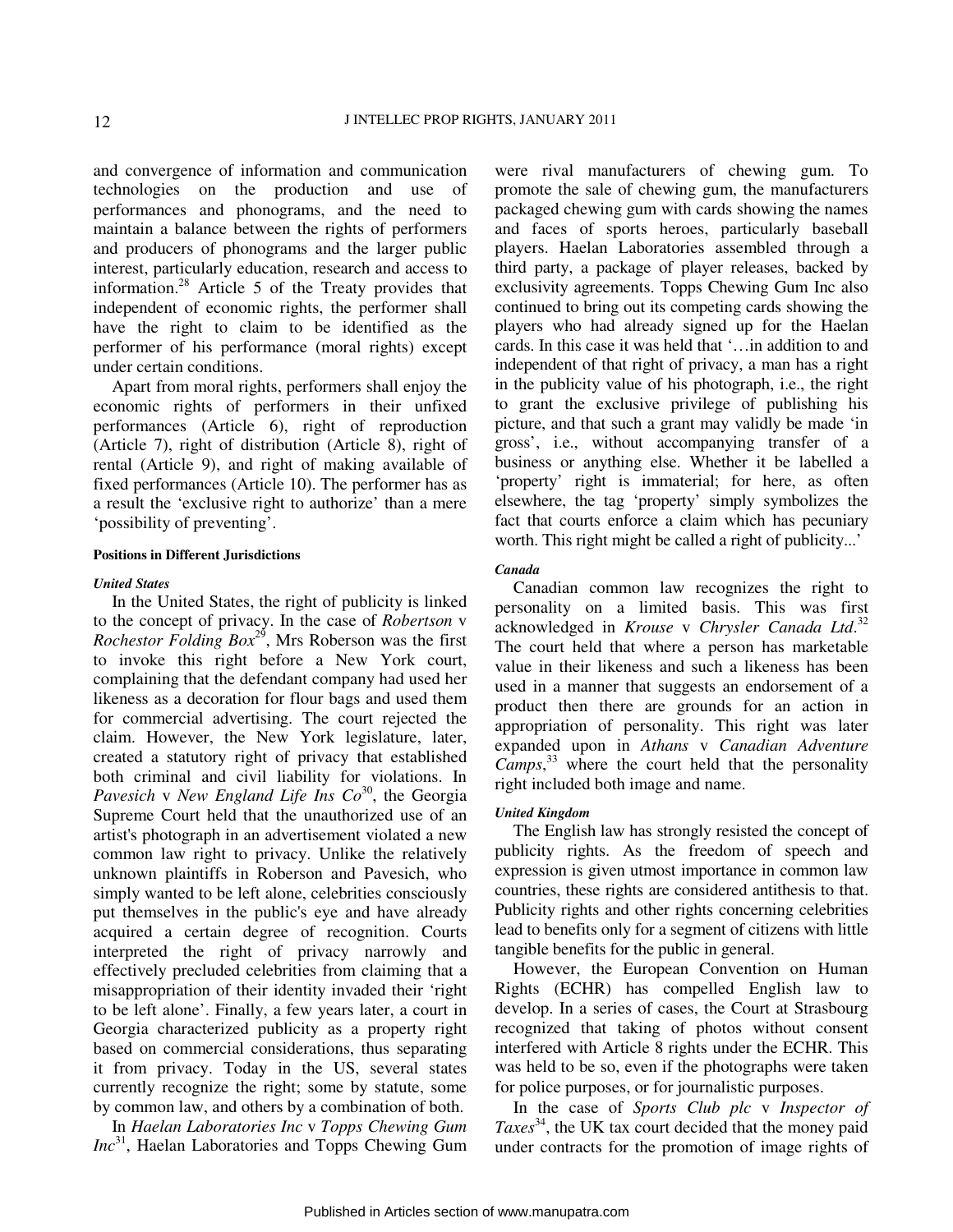and convergence of information and communication technologies on the production and use of performances and phonograms, and the need to maintain a balance between the rights of performers and producers of phonograms and the larger public interest, particularly education, research and access to information.[28] Article 5 of the Treaty provides that independent of economic rights, the performer shall have the right to claim to be identified as the performer of his performance (moral rights) except under certain conditions.

Apart from moral rights, performers shall enjoy the economic rights of performers in their unfixed performances (Article 6), right of reproduction (Article 7), right of distribution (Article 8), right of rental (Article 9), and right of making available of fixed performances (Article 10). The performer has as a result the 'exclusive right to authorize' than a mere 'possibility of preventing'.

#### Positions in Different Jurisdictions

##### *United States*

In the United States, the right of publicity is linked to the concept of privacy. In the case of *Robertson* v *Rochestor Folding Box*[29], Mrs Roberson was the first to invoke this right before a New York court, complaining that the defendant company had used her likeness as a decoration for flour bags and used them for commercial advertising. The court rejected the claim. However, the New York legislature, later, created a statutory right of privacy that established both criminal and civil liability for violations. In *Pavesich* v *New England Life Ins Co*[30], the Georgia Supreme Court held that the unauthorized use of an artist's photograph in an advertisement violated a new common law right to privacy. Unlike the relatively unknown plaintiffs in Roberson and Pavesich, who simply wanted to be left alone, celebrities consciously put themselves in the public's eye and have already acquired a certain degree of recognition. Courts interpreted the right of privacy narrowly and effectively precluded celebrities from claiming that a misappropriation of their identity invaded their 'right to be left alone'. Finally, a few years later, a court in Georgia characterized publicity as a property right based on commercial considerations, thus separating it from privacy. Today in the US, several states currently recognize the right; some by statute, some by common law, and others by a combination of both.

In *Haelan Laboratories Inc* v *Topps Chewing Gum Inc*[31], Haelan Laboratories and Topps Chewing Gum were rival manufacturers of chewing gum. To promote the sale of chewing gum, the manufacturers packaged chewing gum with cards showing the names and faces of sports heroes, particularly baseball players. Haelan Laboratories assembled through a third party, a package of player releases, backed by exclusivity agreements. Topps Chewing Gum Inc also continued to bring out its competing cards showing the players who had already signed up for the Haelan cards. In this case it was held that '…in addition to and independent of that right of privacy, a man has a right in the publicity value of his photograph, i.e., the right to grant the exclusive privilege of publishing his picture, and that such a grant may validly be made 'in gross', i.e., without accompanying transfer of a business or anything else. Whether it be labelled a 'property' right is immaterial; for here, as often elsewhere, the tag 'property' simply symbolizes the fact that courts enforce a claim which has pecuniary worth. This right might be called a right of publicity...'

##### *Canada*

Canadian common law recognizes the right to personality on a limited basis. This was first acknowledged in *Krouse* v *Chrysler Canada Ltd*.[32] The court held that where a person has marketable value in their likeness and such a likeness has been used in a manner that suggests an endorsement of a product then there are grounds for an action in appropriation of personality. This right was later expanded upon in *Athans* v *Canadian Adventure Camps*,[33] where the court held that the personality right included both image and name.

##### *United Kingdom*

The English law has strongly resisted the concept of publicity rights. As the freedom of speech and expression is given utmost importance in common law countries, these rights are considered antithesis to that. Publicity rights and other rights concerning celebrities lead to benefits only for a segment of citizens with little tangible benefits for the public in general.

However, the European Convention on Human Rights (ECHR) has compelled English law to develop. In a series of cases, the Court at Strasbourg recognized that taking of photos without consent interfered with Article 8 rights under the ECHR. This was held to be so, even if the photographs were taken for police purposes, or for journalistic purposes.

In the case of *Sports Club plc* v *Inspector of Taxes*[34], the UK tax court decided that the money paid under contracts for the promotion of image rights of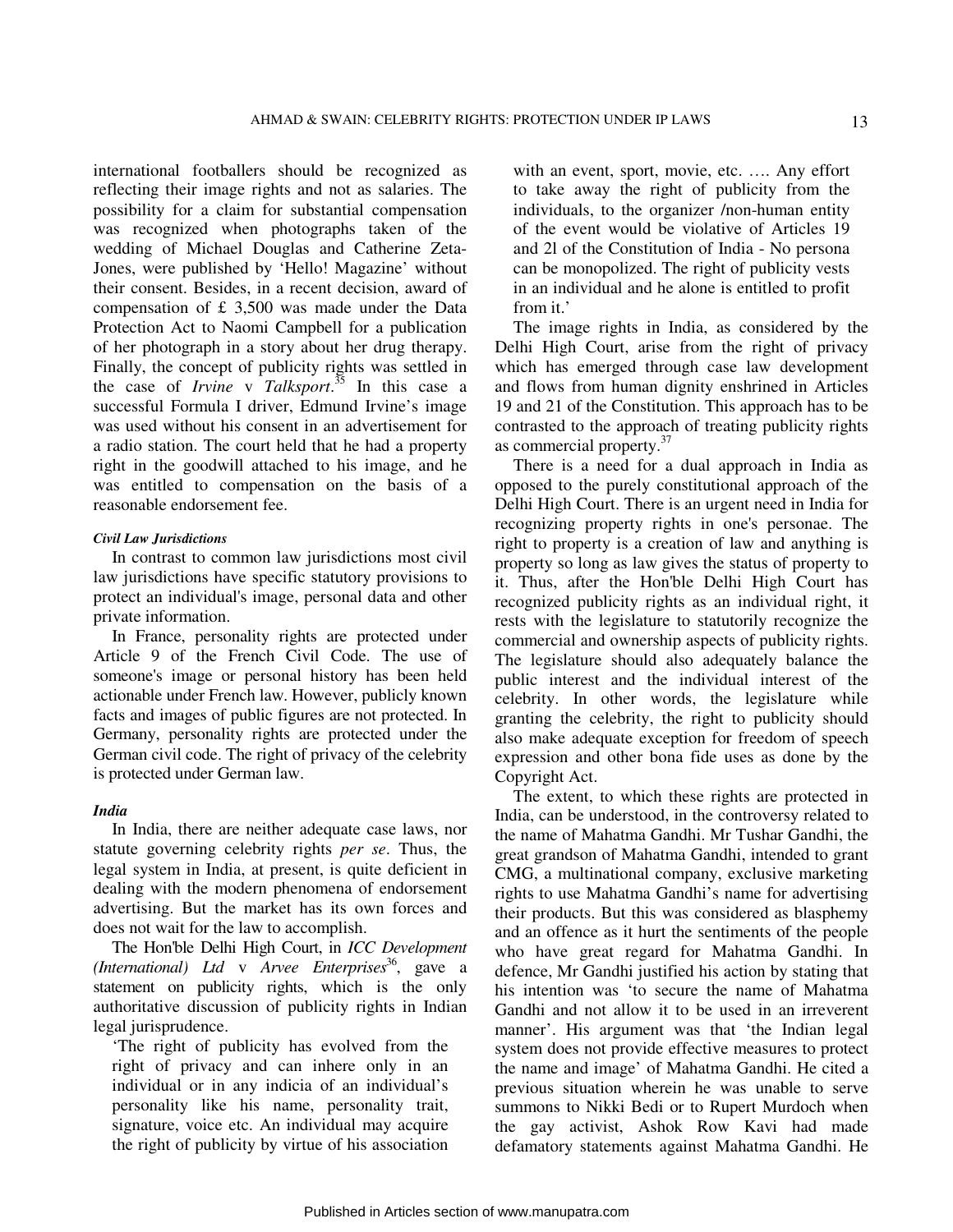international footballers should be recognized as reflecting their image rights and not as salaries. The possibility for a claim for substantial compensation was recognized when photographs taken of the wedding of Michael Douglas and Catherine Zeta-Jones, were published by 'Hello! Magazine' without their consent. Besides, in a recent decision, award of compensation of £ 3,500 was made under the Data Protection Act to Naomi Campbell for a publication of her photograph in a story about her drug therapy. Finally, the concept of publicity rights was settled in the case of *Irvine* v *Talksport*.[35] In this case a successful Formula I driver, Edmund Irvine's image was used without his consent in an advertisement for a radio station. The court held that he had a property right in the goodwill attached to his image, and he was entitled to compensation on the basis of a reasonable endorsement fee.

#### *Civil Law Jurisdictions*

In contrast to common law jurisdictions most civil law jurisdictions have specific statutory provisions to protect an individual's image, personal data and other private information.

In France, personality rights are protected under Article 9 of the French Civil Code. The use of someone's image or personal history has been held actionable under French law. However, publicly known facts and images of public figures are not protected. In Germany, personality rights are protected under the German civil code. The right of privacy of the celebrity is protected under German law.

#### *India*

In India, there are neither adequate case laws, nor statute governing celebrity rights *per se*. Thus, the legal system in India, at present, is quite deficient in dealing with the modern phenomena of endorsement advertising. But the market has its own forces and does not wait for the law to accomplish.

The Hon'ble Delhi High Court, in *ICC Development (International) Ltd* v *Arvee Enterprises*[36], gave a statement on publicity rights, which is the only authoritative discussion of publicity rights in Indian legal jurisprudence.

> 'The right of publicity has evolved from the right of privacy and can inhere only in an individual or in any indicia of an individual's personality like his name, personality trait, signature, voice etc. An individual may acquire the right of publicity by virtue of his association with an event, sport, movie, etc. …. Any effort to take away the right of publicity from the individuals, to the organizer /non-human entity of the event would be violative of Articles 19 and 2l of the Constitution of India - No persona can be monopolized. The right of publicity vests in an individual and he alone is entitled to profit from it.'

The image rights in India, as considered by the Delhi High Court, arise from the right of privacy which has emerged through case law development and flows from human dignity enshrined in Articles 19 and 21 of the Constitution. This approach has to be contrasted to the approach of treating publicity rights as commercial property.[37]

There is a need for a dual approach in India as opposed to the purely constitutional approach of the Delhi High Court. There is an urgent need in India for recognizing property rights in one's personae. The right to property is a creation of law and anything is property so long as law gives the status of property to it. Thus, after the Hon'ble Delhi High Court has recognized publicity rights as an individual right, it rests with the legislature to statutorily recognize the commercial and ownership aspects of publicity rights. The legislature should also adequately balance the public interest and the individual interest of the celebrity. In other words, the legislature while granting the celebrity, the right to publicity should also make adequate exception for freedom of speech expression and other bona fide uses as done by the Copyright Act.

The extent, to which these rights are protected in India, can be understood, in the controversy related to the name of Mahatma Gandhi. Mr Tushar Gandhi, the great grandson of Mahatma Gandhi, intended to grant CMG, a multinational company, exclusive marketing rights to use Mahatma Gandhi's name for advertising their products. But this was considered as blasphemy and an offence as it hurt the sentiments of the people who have great regard for Mahatma Gandhi. In defence, Mr Gandhi justified his action by stating that his intention was 'to secure the name of Mahatma Gandhi and not allow it to be used in an irreverent manner'. His argument was that 'the Indian legal system does not provide effective measures to protect the name and image' of Mahatma Gandhi. He cited a previous situation wherein he was unable to serve summons to Nikki Bedi or to Rupert Murdoch when the gay activist, Ashok Row Kavi had made defamatory statements against Mahatma Gandhi. He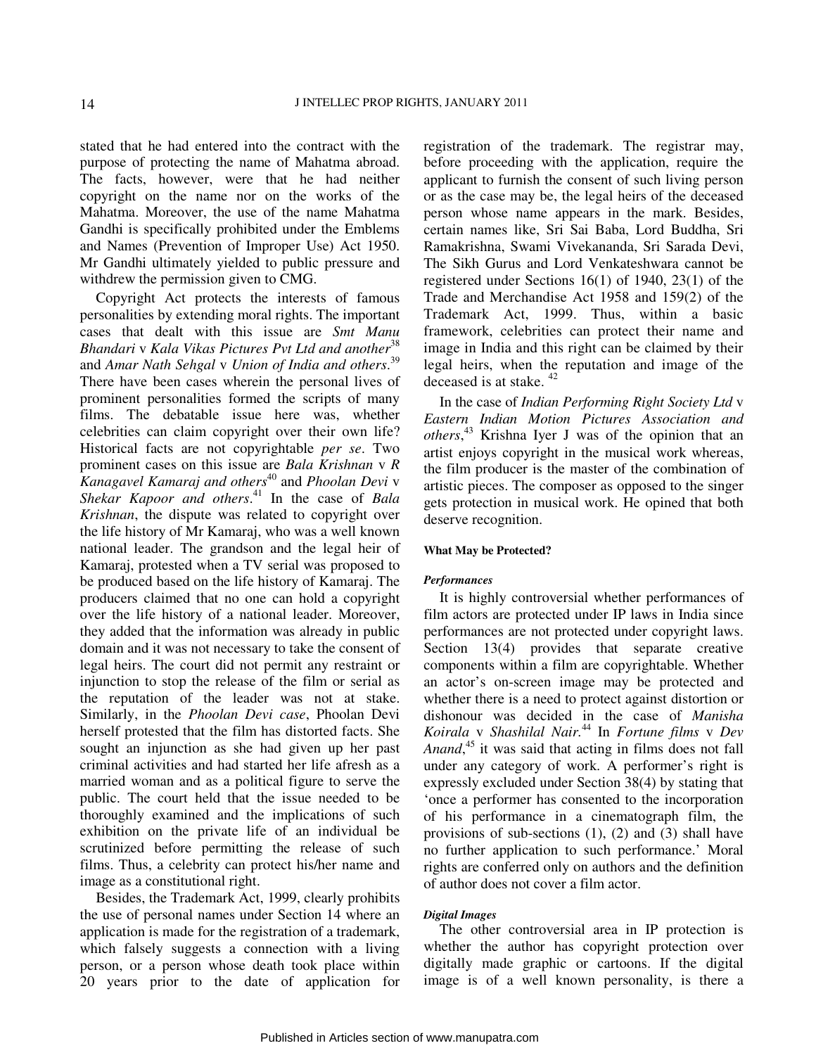stated that he had entered into the contract with the purpose of protecting the name of Mahatma abroad. The facts, however, were that he had neither copyright on the name nor on the works of the Mahatma. Moreover, the use of the name Mahatma Gandhi is specifically prohibited under the Emblems and Names (Prevention of Improper Use) Act 1950. Mr Gandhi ultimately yielded to public pressure and withdrew the permission given to CMG.

Copyright Act protects the interests of famous personalities by extending moral rights. The important cases that dealt with this issue are *Smt Manu Bhandari* v *Kala Vikas Pictures Pvt Ltd and another*[38] and *Amar Nath Sehgal* v *Union of India and others*.[39] There have been cases wherein the personal lives of prominent personalities formed the scripts of many films. The debatable issue here was, whether celebrities can claim copyright over their own life? Historical facts are not copyrightable *per se*. Two prominent cases on this issue are *Bala Krishnan* v *R Kanagavel Kamaraj and others*[40] and *Phoolan Devi* v *Shekar Kapoor and others*.[41] In the case of *Bala Krishnan*, the dispute was related to copyright over the life history of Mr Kamaraj, who was a well known national leader. The grandson and the legal heir of Kamaraj, protested when a TV serial was proposed to be produced based on the life history of Kamaraj. The producers claimed that no one can hold a copyright over the life history of a national leader. Moreover, they added that the information was already in public domain and it was not necessary to take the consent of legal heirs. The court did not permit any restraint or injunction to stop the release of the film or serial as the reputation of the leader was not at stake. Similarly, in the *Phoolan Devi case*, Phoolan Devi herself protested that the film has distorted facts. She sought an injunction as she had given up her past criminal activities and had started her life afresh as a married woman and as a political figure to serve the public. The court held that the issue needed to be thoroughly examined and the implications of such exhibition on the private life of an individual be scrutinized before permitting the release of such films. Thus, a celebrity can protect his/her name and image as a constitutional right.

Besides, the Trademark Act, 1999, clearly prohibits the use of personal names under Section 14 where an application is made for the registration of a trademark, which falsely suggests a connection with a living person, or a person whose death took place within 20 years prior to the date of application for registration of the trademark. The registrar may, before proceeding with the application, require the applicant to furnish the consent of such living person or as the case may be, the legal heirs of the deceased person whose name appears in the mark. Besides, certain names like, Sri Sai Baba, Lord Buddha, Sri Ramakrishna, Swami Vivekananda, Sri Sarada Devi, The Sikh Gurus and Lord Venkateshwara cannot be registered under Sections 16(1) of 1940, 23(1) of the Trade and Merchandise Act 1958 and 159(2) of the Trademark Act, 1999. Thus, within a basic framework, celebrities can protect their name and image in India and this right can be claimed by their legal heirs, when the reputation and image of the deceased is at stake.[42]

In the case of *Indian Performing Right Society Ltd* v *Eastern Indian Motion Pictures Association and others*,[43] Krishna Iyer J was of the opinion that an artist enjoys copyright in the musical work whereas, the film producer is the master of the combination of artistic pieces. The composer as opposed to the singer gets protection in musical work. He opined that both deserve recognition.

#### What May be Protected?

##### *Performances*

It is highly controversial whether performances of film actors are protected under IP laws in India since performances are not protected under copyright laws. Section 13(4) provides that separate creative components within a film are copyrightable. Whether an actor's on-screen image may be protected and whether there is a need to protect against distortion or dishonour was decided in the case of *Manisha Koirala* v *Shashilal Nair*.[44] In *Fortune films* v *Dev Anand*,[45] it was said that acting in films does not fall under any category of work. A performer's right is expressly excluded under Section 38(4) by stating that 'once a performer has consented to the incorporation of his performance in a cinematograph film, the provisions of sub-sections (1), (2) and (3) shall have no further application to such performance.' Moral rights are conferred only on authors and the definition of author does not cover a film actor.

##### *Digital Images*

The other controversial area in IP protection is whether the author has copyright protection over digitally made graphic or cartoons. If the digital image is of a well known personality, is there a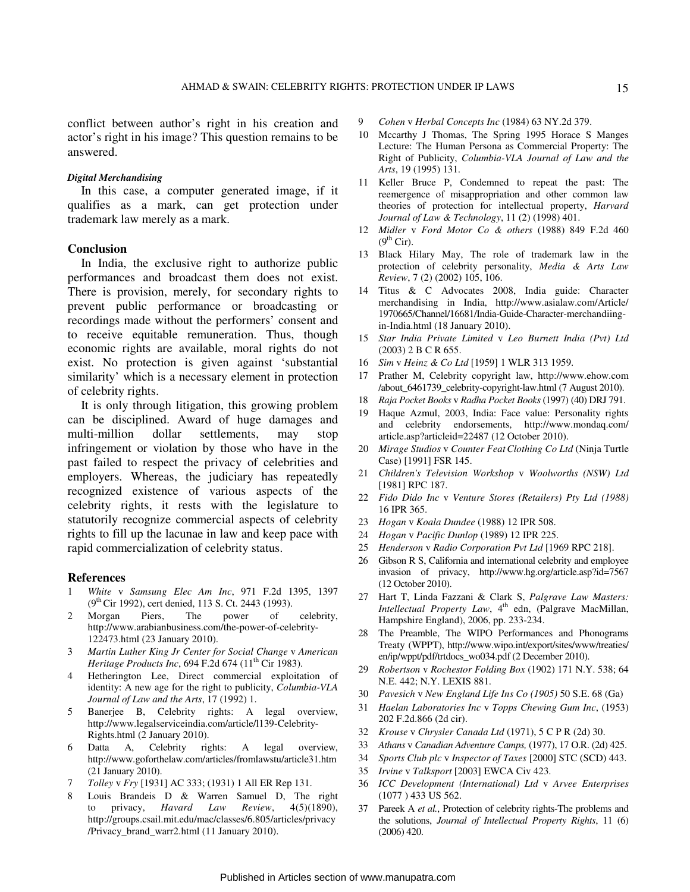conflict between author's right in his creation and actor's right in his image? This question remains to be answered.

#### *Digital Merchandising*

In this case, a computer generated image, if it qualifies as a mark, can get protection under trademark law merely as a mark.

### Conclusion

In India, the exclusive right to authorize public performances and broadcast them does not exist. There is provision, merely, for secondary rights to prevent public performance or broadcasting or recordings made without the performers' consent and to receive equitable remuneration. Thus, though economic rights are available, moral rights do not exist. No protection is given against 'substantial similarity' which is a necessary element in protection of celebrity rights.

It is only through litigation, this growing problem can be disciplined. Award of huge damages and multi-million dollar settlements, may stop infringement or violation by those who have in the past failed to respect the privacy of celebrities and employers. Whereas, the judiciary has repeatedly recognized existence of various aspects of the celebrity rights, it rests with the legislature to statutorily recognize commercial aspects of celebrity rights to fill up the lacunae in law and keep pace with rapid commercialization of celebrity status.

### References

1. *White* v *Samsung Elec Am Inc*, 971 F.2d 1395, 1397 (9th Cir 1992), cert denied, 113 S. Ct. 2443 (1993).
2. Morgan Piers, The power of celebrity, http://www.arabianbusiness.com/the-power-of-celebrity-122473.html (23 January 2010).
3. *Martin Luther King Jr Center for Social Change* v *American Heritage Products Inc*, 694 F.2d 674 (11th Cir 1983).
4. Hetherington Lee, Direct commercial exploitation of identity: A new age for the right to publicity, *Columbia-VLA Journal of Law and the Arts*, 17 (1992) 1.
5. Banerjee B, Celebrity rights: A legal overview, http://www.legalserviceindia.com/article/l139-Celebrity-Rights.html (2 January 2010).
6. Datta A, Celebrity rights: A legal overview, http://www.goforthelaw.com/articles/fromlawstu/article31.htm (21 January 2010).
7. *Tolley* v *Fry* [1931] AC 333; (1931) 1 All ER Rep 131.
8. Louis Brandeis D & Warren Samuel D, The right to privacy, *Havard Law Review*, 4(5)(1890), http://groups.csail.mit.edu/mac/classes/6.805/articles/privacy/Privacy_brand_warr2.html (11 January 2010).
9. *Cohen* v *Herbal Concepts Inc* (1984) 63 NY.2d 379.
10. Mccarthy J Thomas, The Spring 1995 Horace S Manges Lecture: The Human Persona as Commercial Property: The Right of Publicity, *Columbia-VLA Journal of Law and the Arts*, 19 (1995) 131.
11. Keller Bruce P, Condemned to repeat the past: The reemergence of misappropriation and other common law theories of protection for intellectual property, *Harvard Journal of Law & Technology*, 11 (2) (1998) 401.
12. *Midler* v *Ford Motor Co & others* (1988) 849 F.2d 460 (9th Cir).
13. Black Hilary May, The role of trademark law in the protection of celebrity personality, *Media & Arts Law Review*, 7 (2) (2002) 105, 106.
14. Titus & C Advocates 2008, India guide: Character merchandising in India, http://www.asialaw.com/Article/1970665/Channel/16681/India-Guide-Character-merchandiing-in-India.html (18 January 2010).
15. *Star India Private Limited* v *Leo Burnett India (Pvt) Ltd* (2003) 2 B C R 655.
16. *Sim* v *Heinz & Co Ltd* [1959] 1 WLR 313 1959.
17. Prather M, Celebrity copyright law, http://www.ehow.com/about_6461739_celebrity-copyright-law.html (7 August 2010).
18. *Raja Pocket Books* v *Radha Pocket Books* (1997) (40) DRJ 791.
19. Haque Azmul, 2003, India: Face value: Personality rights and celebrity endorsements, http://www.mondaq.com/article.asp?articleid=22487 (12 October 2010).
20. *Mirage Studios* v *Counter Feat Clothing Co Ltd* (Ninja Turtle Case) [1991] FSR 145.
21. *Children's Television Workshop* v *Woolworths (NSW) Ltd* [1981] RPC 187.
22. *Fido Dido Inc* v *Venture Stores (Retailers) Pty Ltd (1988)* 16 IPR 365.
23. *Hogan* v *Koala Dundee* (1988) 12 IPR 508.
24. *Hogan* v *Pacific Dunlop* (1989) 12 IPR 225.
25. *Henderson* v *Radio Corporation Pvt Ltd* [1969 RPC 218].
26. Gibson R S, California and international celebrity and employee invasion of privacy, http://www.hg.org/article.asp?id=7567 (12 October 2010).
27. Hart T, Linda Fazzani & Clark S, *Palgrave Law Masters: Intellectual Property Law*, 4th edn, (Palgrave MacMillan, Hampshire England), 2006, pp. 233-234.
28. The Preamble, The WIPO Performances and Phonograms Treaty (WPPT), http://www.wipo.int/export/sites/www/treaties/en/ip/wppt/pdf/trtdocs_wo034.pdf (2 December 2010).
29. *Robertson* v *Rochestor Folding Box* (1902) 171 N.Y. 538; 64 N.E. 442; N.Y. LEXIS 881.
30. *Pavesich* v *New England Life Ins Co (1905)* 50 S.E. 68 (Ga)
31. *Haelan Laboratories Inc* v *Topps Chewing Gum Inc*, (1953) 202 F.2d.866 (2d cir).
32. *Krouse* v *Chrysler Canada Ltd* (1971), 5 C P R (2d) 30.
33. *Athans* v *Canadian Adventure Camps,* (1977), 17 O.R. (2d) 425.
34. *Sports Club plc* v *Inspector of Taxes* [2000] STC (SCD) 443.
35. *Irvine* v *Talksport* [2003] EWCA Civ 423.
36. *ICC Development (International) Ltd* v *Arvee Enterprises* (1077 ) 433 US 562.
37. Pareek A *et al.*, Protection of celebrity rights-The problems and the solutions, *Journal of Intellectual Property Rights*, 11 (6) (2006) 420.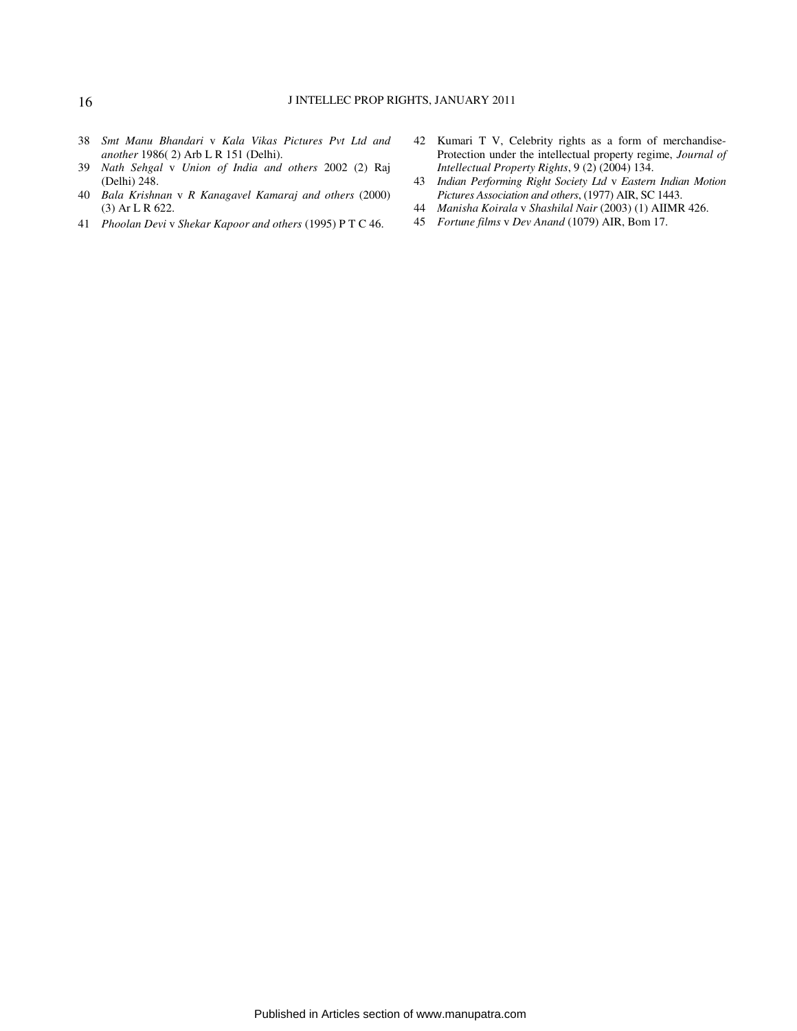38 *Smt Manu Bhandari* v *Kala Vikas Pictures Pvt Ltd and another* 1986( 2) Arb L R 151 (Delhi).

39 *Nath Sehgal* v *Union of India and others* 2002 (2) Raj (Delhi) 248.

40 *Bala Krishnan* v *R Kanagavel Kamaraj and others* (2000) (3) Ar L R 622.

41 *Phoolan Devi* v *Shekar Kapoor and others* (1995) P T C 46.

42 Kumari T V, Celebrity rights as a form of merchandise- Protection under the intellectual property regime, *Journal of Intellectual Property Rights*, 9 (2) (2004) 134.

43 *Indian Performing Right Society Ltd* v *Eastern Indian Motion Pictures Association and others*, (1977) AIR, SC 1443.

44 *Manisha Koirala* v *Shashilal Nair* (2003) (1) AIIMR 426.

45 *Fortune films* v *Dev Anand* (1079) AIR, Bom 17.

Published in Articles section of www.manupatra.com